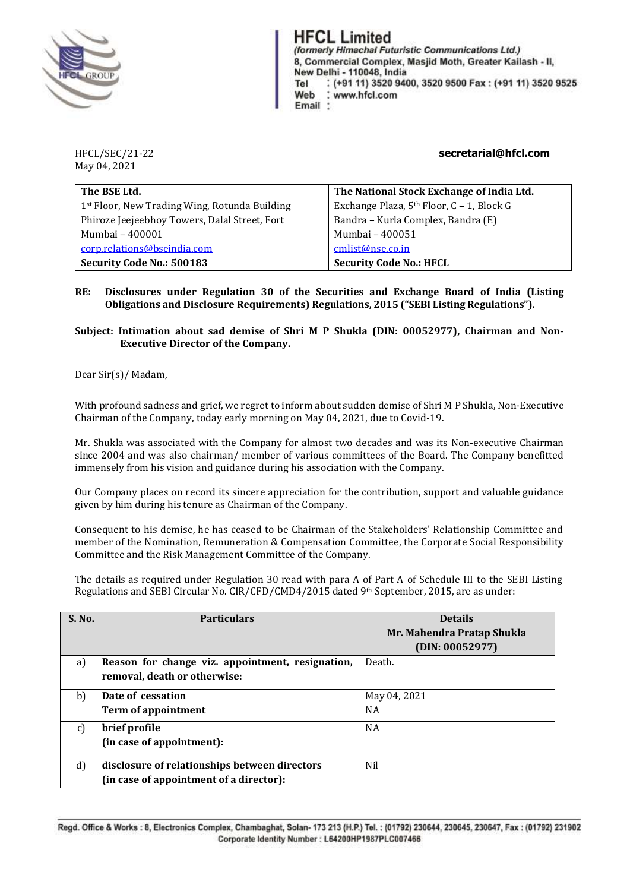**HFCL Limited**
*(formerly Himachal Futuristic Communications Ltd.)*
8, Commercial Complex, Masjid Moth, Greater Kailash - II,
New Delhi - 110048, India
Tel : (+91 11) 3520 9400, 3520 9500 Fax : (+91 11) 3520 9525
Web : www.hfcl.com
Email : secretarial@hfcl.com

HFCL/SEC/21-22
May 04, 2021

| The BSE Ltd. | The National Stock Exchange of India Ltd. |
|---|---|
| 1st Floor, New Trading Wing, Rotunda Building | Exchange Plaza, 5th Floor, C – 1, Block G |
| Phiroze Jeejeebhoy Towers, Dalal Street, Fort | Bandra – Kurla Complex, Bandra (E) |
| Mumbai – 400001 | Mumbai – 400051 |
| corp.relations@bseindia.com | cmlist@nse.co.in |
| **Security Code No.: 500183** | **Security Code No.: HFCL** |

**RE: Disclosures under Regulation 30 of the Securities and Exchange Board of India (Listing Obligations and Disclosure Requirements) Regulations, 2015 ("SEBI Listing Regulations").**

**Subject: Intimation about sad demise of Shri M P Shukla (DIN: 00052977), Chairman and Non-Executive Director of the Company.**

Dear Sir(s)/ Madam,

With profound sadness and grief, we regret to inform about sudden demise of Shri M P Shukla, Non-Executive Chairman of the Company, today early morning on May 04, 2021, due to Covid-19.

Mr. Shukla was associated with the Company for almost two decades and was its Non-executive Chairman since 2004 and was also chairman/ member of various committees of the Board. The Company benefitted immensely from his vision and guidance during his association with the Company.

Our Company places on record its sincere appreciation for the contribution, support and valuable guidance given by him during his tenure as Chairman of the Company.

Consequent to his demise, he has ceased to be Chairman of the Stakeholders' Relationship Committee and member of the Nomination, Remuneration & Compensation Committee, the Corporate Social Responsibility Committee and the Risk Management Committee of the Company.

The details as required under Regulation 30 read with para A of Part A of Schedule III to the SEBI Listing Regulations and SEBI Circular No. CIR/CFD/CMD4/2015 dated 9th September, 2015, are as under:

| S. No. | Particulars | Details Mr. Mahendra Pratap Shukla (DIN: 00052977) |
|---|---|---|
| a) | **Reason for change viz. appointment, resignation, removal, death or otherwise:** | Death. |
| b) | **Date of cessation**<br>**Term of appointment** | May 04, 2021<br>NA |
| c) | **brief profile (in case of appointment):** | NA |
| d) | **disclosure of relationships between directors (in case of appointment of a director):** | Nil |

Regd. Office & Works : 8, Electronics Complex, Chambaghat, Solan- 173 213 (H.P.) Tel. : (01792) 230644, 230645, 230647, Fax : (01792) 231902
Corporate Identity Number : L64200HP1987PLC007466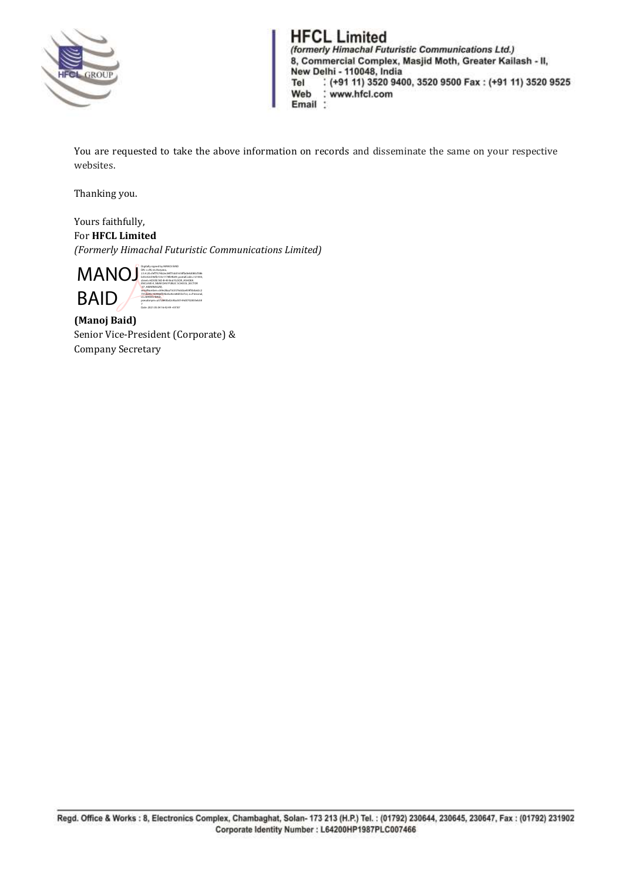**HFCL Limited**
*(formerly Himachal Futuristic Communications Ltd.)*
8, Commercial Complex, Masjid Moth, Greater Kailash - II,
New Delhi - 110048, India
Tel : (+91 11) 3520 9400, 3520 9500 Fax : (+91 11) 3520 9525
Web : www.hfcl.com
Email :

You are requested to take the above information on records and disseminate the same on your respective websites.

Thanking you.

Yours faithfully,
For **HFCL Limited**
*(Formerly Himachal Futuristic Communications Limited)*

MANOJ BAID

**(Manoj Baid)**
Senior Vice-President (Corporate) &
Company Secretary

Regd. Office & Works : 8, Electronics Complex, Chambaghat, Solan- 173 213 (H.P.) Tel. : (01792) 230644, 230645, 230647, Fax : (01792) 231902
Corporate Identity Number : L64200HP1987PLC007466